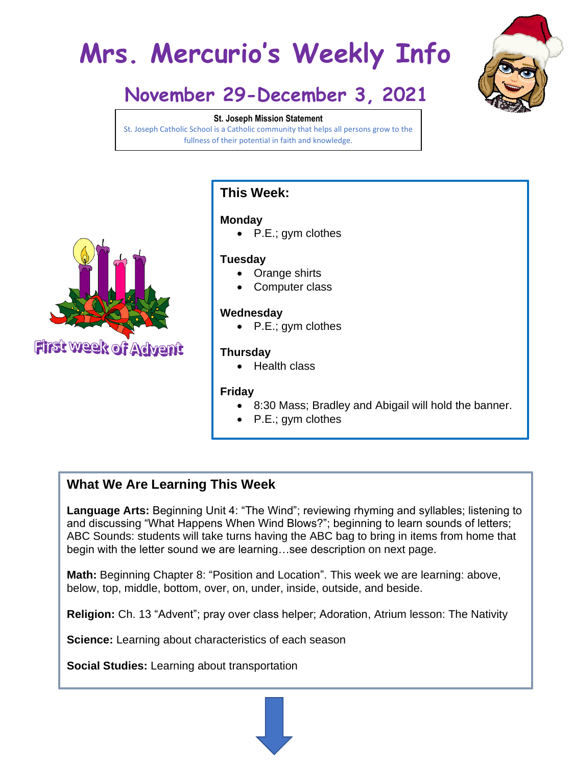# Mrs. Mercurio's Weekly Info

## November 29-December 3, 2021

**St. Joseph Mission Statement**

St. Joseph Catholic School is a Catholic community that helps all persons grow to the fullness of their potential in faith and knowledge.

First week of Advent

### This Week:

**Monday**

- P.E.; gym clothes

**Tuesday**

- Orange shirts
- Computer class

**Wednesday**

- P.E.; gym clothes

**Thursday**

- Health class

**Friday**

- 8:30 Mass; Bradley and Abigail will hold the banner.
- P.E.; gym clothes

### What We Are Learning This Week

**Language Arts:** Beginning Unit 4: "The Wind"; reviewing rhyming and syllables; listening to and discussing "What Happens When Wind Blows?"; beginning to learn sounds of letters; ABC Sounds: students will take turns having the ABC bag to bring in items from home that begin with the letter sound we are learning…see description on next page.

**Math:** Beginning Chapter 8: "Position and Location". This week we are learning: above, below, top, middle, bottom, over, on, under, inside, outside, and beside.

**Religion:** Ch. 13 "Advent"; pray over class helper; Adoration, Atrium lesson: The Nativity

**Science:** Learning about characteristics of each season

**Social Studies:** Learning about transportation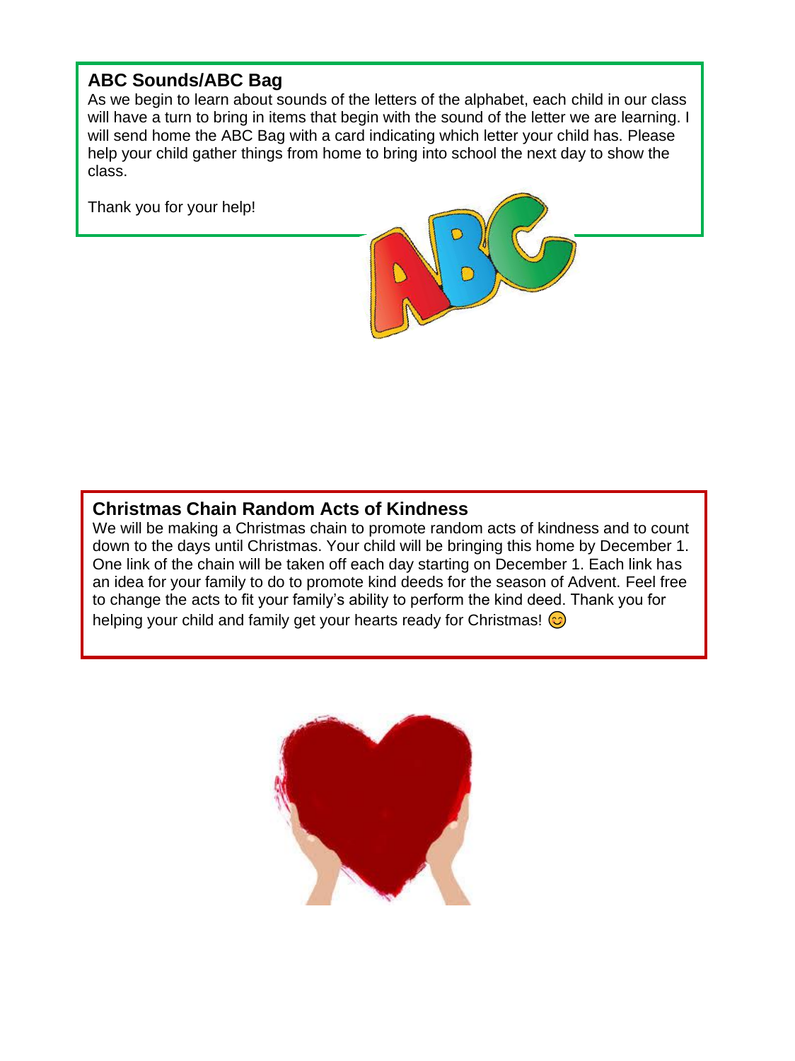## ABC Sounds/ABC Bag

As we begin to learn about sounds of the letters of the alphabet, each child in our class will have a turn to bring in items that begin with the sound of the letter we are learning. I will send home the ABC Bag with a card indicating which letter your child has. Please help your child gather things from home to bring into school the next day to show the class.

Thank you for your help!

## Christmas Chain Random Acts of Kindness

We will be making a Christmas chain to promote random acts of kindness and to count down to the days until Christmas. Your child will be bringing this home by December 1. One link of the chain will be taken off each day starting on December 1. Each link has an idea for your family to do to promote kind deeds for the season of Advent. Feel free to change the acts to fit your family's ability to perform the kind deed. Thank you for helping your child and family get your hearts ready for Christmas! 😊